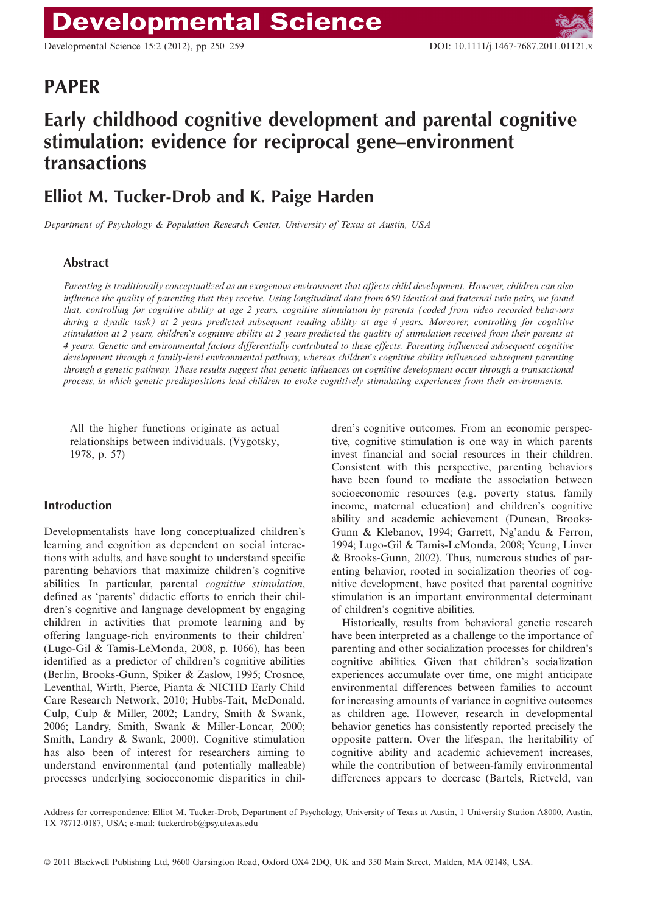PAPER

# Early childhood cognitive development and parental cognitive stimulation: evidence for reciprocal gene–environment transactions

## Elliot M. Tucker-Drob and K. Paige Harden

*Department of Psychology & Population Research Center, University of Texas at Austin, USA*

### Abstract

*Parenting is traditionally conceptualized as an exogenous environment that affects child development. However, children can also influence the quality of parenting that they receive. Using longitudinal data from 650 identical and fraternal twin pairs, we found that, controlling for cognitive ability at age 2 years, cognitive stimulation by parents (coded from video recorded behaviors during a dyadic task) at 2 years predicted subsequent reading ability at age 4 years. Moreover, controlling for cognitive stimulation at 2 years, children's cognitive ability at 2 years predicted the quality of stimulation received from their parents at 4 years. Genetic and environmental factors differentially contributed to these effects. Parenting influenced subsequent cognitive development through a family-level environmental pathway, whereas children's cognitive ability influenced subsequent parenting through a genetic pathway. These results suggest that genetic influences on cognitive development occur through a transactional process, in which genetic predispositions lead children to evoke cognitively stimulating experiences from their environments.*

> All the higher functions originate as actual relationships between individuals. (Vygotsky, 1978, p. 57)

## Introduction

Developmentalists have long conceptualized children's learning and cognition as dependent on social interactions with adults, and have sought to understand specific parenting behaviors that maximize children's cognitive abilities. In particular, parental *cognitive stimulation*, defined as 'parents' didactic efforts to enrich their children's cognitive and language development by engaging children in activities that promote learning and by offering language-rich environments to their children' (Lugo-Gil & Tamis-LeMonda, 2008, p. 1066), has been identified as a predictor of children's cognitive abilities (Berlin, Brooks-Gunn, Spiker & Zaslow, 1995; Crosnoe, Leventhal, Wirth, Pierce, Pianta & NICHD Early Child Care Research Network, 2010; Hubbs-Tait, McDonald, Culp, Culp & Miller, 2002; Landry, Smith & Swank, 2006; Landry, Smith, Swank & Miller-Loncar, 2000; Smith, Landry & Swank, 2000). Cognitive stimulation has also been of interest for researchers aiming to understand environmental (and potentially malleable) processes underlying socioeconomic disparities in children's cognitive outcomes. From an economic perspective, cognitive stimulation is one way in which parents invest financial and social resources in their children. Consistent with this perspective, parenting behaviors have been found to mediate the association between socioeconomic resources (e.g. poverty status, family income, maternal education) and children's cognitive ability and academic achievement (Duncan, Brooks-Gunn & Klebanov, 1994; Garrett, Ng'andu & Ferron, 1994; Lugo-Gil & Tamis-LeMonda, 2008; Yeung, Linver & Brooks-Gunn, 2002). Thus, numerous studies of parenting behavior, rooted in socialization theories of cognitive development, have posited that parental cognitive stimulation is an important environmental determinant of children's cognitive abilities.

Historically, results from behavioral genetic research have been interpreted as a challenge to the importance of parenting and other socialization processes for children's cognitive abilities. Given that children's socialization experiences accumulate over time, one might anticipate environmental differences between families to account for increasing amounts of variance in cognitive outcomes as children age. However, research in developmental behavior genetics has consistently reported precisely the opposite pattern. Over the lifespan, the heritability of cognitive ability and academic achievement increases, while the contribution of between-family environmental differences appears to decrease (Bartels, Rietveld, van

Address for correspondence: Elliot M. Tucker-Drob, Department of Psychology, University of Texas at Austin, 1 University Station A8000, Austin, TX 78712-0187, USA; e-mail: tuckerdrob@psy.utexas.edu

© 2011 Blackwell Publishing Ltd, 9600 Garsington Road, Oxford OX4 2DQ, UK and 350 Main Street, Malden, MA 02148, USA.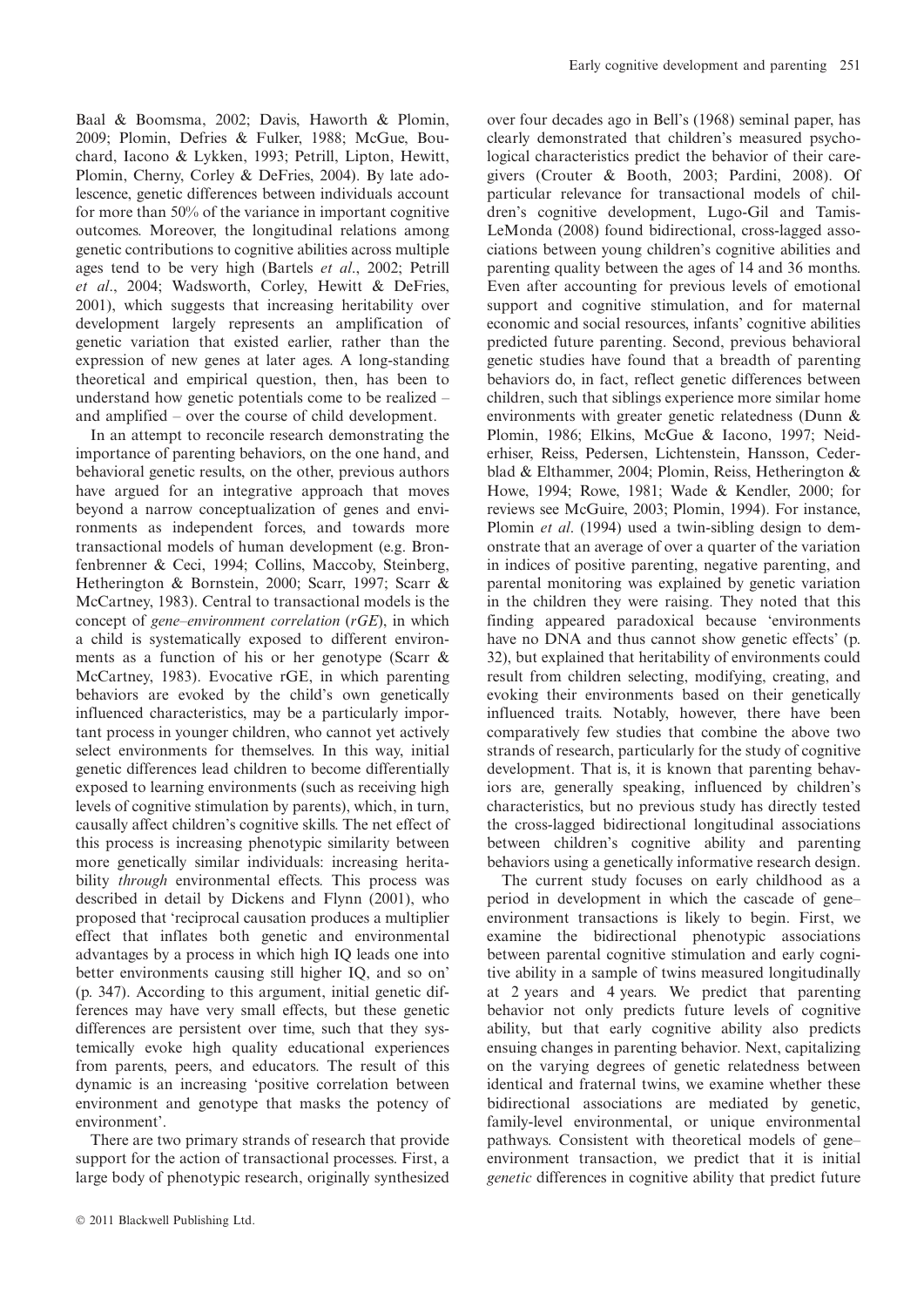Baal & Boomsma, 2002; Davis, Haworth & Plomin, 2009; Plomin, Defries & Fulker, 1988; McGue, Bouchard, Iacono & Lykken, 1993; Petrill, Lipton, Hewitt, Plomin, Cherny, Corley & DeFries, 2004). By late adolescence, genetic differences between individuals account for more than 50% of the variance in important cognitive outcomes. Moreover, the longitudinal relations among genetic contributions to cognitive abilities across multiple ages tend to be very high (Bartels *et al*., 2002; Petrill *et al*., 2004; Wadsworth, Corley, Hewitt & DeFries, 2001), which suggests that increasing heritability over development largely represents an amplification of genetic variation that existed earlier, rather than the expression of new genes at later ages. A long-standing theoretical and empirical question, then, has been to understand how genetic potentials come to be realized – and amplified – over the course of child development.

In an attempt to reconcile research demonstrating the importance of parenting behaviors, on the one hand, and behavioral genetic results, on the other, previous authors have argued for an integrative approach that moves beyond a narrow conceptualization of genes and environments as independent forces, and towards more transactional models of human development (e.g. Bronfenbrenner & Ceci, 1994; Collins, Maccoby, Steinberg, Hetherington & Bornstein, 2000; Scarr, 1997; Scarr & McCartney, 1983). Central to transactional models is the concept of *gene–environment correlation* (*rGE*), in which a child is systematically exposed to different environments as a function of his or her genotype (Scarr & McCartney, 1983). Evocative rGE, in which parenting behaviors are evoked by the child's own genetically influenced characteristics, may be a particularly important process in younger children, who cannot yet actively select environments for themselves. In this way, initial genetic differences lead children to become differentially exposed to learning environments (such as receiving high levels of cognitive stimulation by parents), which, in turn, causally affect children's cognitive skills. The net effect of this process is increasing phenotypic similarity between more genetically similar individuals: increasing heritability *through* environmental effects. This process was described in detail by Dickens and Flynn (2001), who proposed that 'reciprocal causation produces a multiplier effect that inflates both genetic and environmental advantages by a process in which high IQ leads one into better environments causing still higher IQ, and so on' (p. 347). According to this argument, initial genetic differences may have very small effects, but these genetic differences are persistent over time, such that they systemically evoke high quality educational experiences from parents, peers, and educators. The result of this dynamic is an increasing 'positive correlation between environment and genotype that masks the potency of environment'.

There are two primary strands of research that provide support for the action of transactional processes. First, a large body of phenotypic research, originally synthesized over four decades ago in Bell's (1968) seminal paper, has clearly demonstrated that children's measured psychological characteristics predict the behavior of their caregivers (Crouter & Booth, 2003; Pardini, 2008). Of particular relevance for transactional models of children's cognitive development, Lugo-Gil and Tamis-LeMonda (2008) found bidirectional, cross-lagged associations between young children's cognitive abilities and parenting quality between the ages of 14 and 36 months. Even after accounting for previous levels of emotional support and cognitive stimulation, and for maternal economic and social resources, infants' cognitive abilities predicted future parenting. Second, previous behavioral genetic studies have found that a breadth of parenting behaviors do, in fact, reflect genetic differences between children, such that siblings experience more similar home environments with greater genetic relatedness (Dunn & Plomin, 1986; Elkins, McGue & Iacono, 1997; Neiderhiser, Reiss, Pedersen, Lichtenstein, Hansson, Cederblad & Elthammer, 2004; Plomin, Reiss, Hetherington & Howe, 1994; Rowe, 1981; Wade & Kendler, 2000; for reviews see McGuire, 2003; Plomin, 1994). For instance, Plomin *et al*. (1994) used a twin-sibling design to demonstrate that an average of over a quarter of the variation in indices of positive parenting, negative parenting, and parental monitoring was explained by genetic variation in the children they were raising. They noted that this finding appeared paradoxical because 'environments have no DNA and thus cannot show genetic effects' (p. 32), but explained that heritability of environments could result from children selecting, modifying, creating, and evoking their environments based on their genetically influenced traits. Notably, however, there have been comparatively few studies that combine the above two strands of research, particularly for the study of cognitive development. That is, it is known that parenting behaviors are, generally speaking, influenced by children's characteristics, but no previous study has directly tested the cross-lagged bidirectional longitudinal associations between children's cognitive ability and parenting behaviors using a genetically informative research design.

The current study focuses on early childhood as a period in development in which the cascade of gene–environment transactions is likely to begin. First, we examine the bidirectional phenotypic associations between parental cognitive stimulation and early cognitive ability in a sample of twins measured longitudinally at 2 years and 4 years. We predict that parenting behavior not only predicts future levels of cognitive ability, but that early cognitive ability also predicts ensuing changes in parenting behavior. Next, capitalizing on the varying degrees of genetic relatedness between identical and fraternal twins, we examine whether these bidirectional associations are mediated by genetic, family-level environmental, or unique environmental pathways. Consistent with theoretical models of gene–environment transaction, we predict that it is initial *genetic* differences in cognitive ability that predict future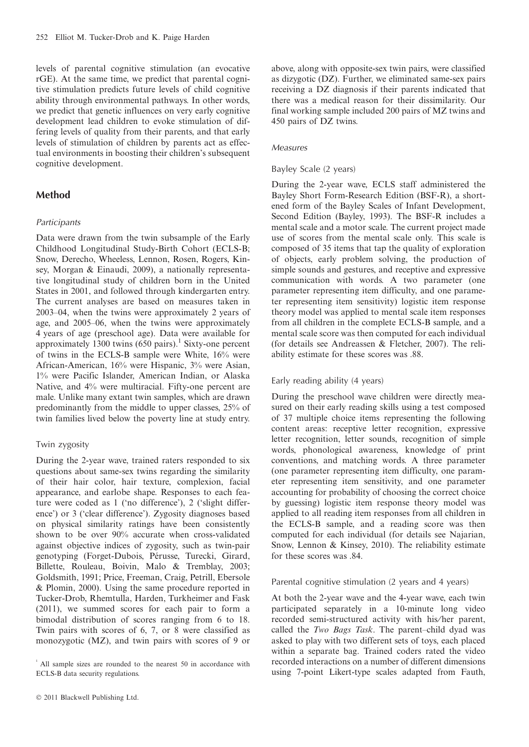levels of parental cognitive stimulation (an evocative rGE). At the same time, we predict that parental cognitive stimulation predicts future levels of child cognitive ability through environmental pathways. In other words, we predict that genetic influences on very early cognitive development lead children to evoke stimulation of differing levels of quality from their parents, and that early levels of stimulation of children by parents act as effectual environments in boosting their children's subsequent cognitive development.

## Method

### *Participants*

Data were drawn from the twin subsample of the Early Childhood Longitudinal Study-Birth Cohort (ECLS-B; Snow, Derecho, Wheeless, Lennon, Rosen, Rogers, Kinsey, Morgan & Einaudi, 2009), a nationally representative longitudinal study of children born in the United States in 2001, and followed through kindergarten entry. The current analyses are based on measures taken in 2003–04, when the twins were approximately 2 years of age, and 2005–06, when the twins were approximately 4 years of age (preschool age). Data were available for approximately 1300 twins (650 pairs).[1] Sixty-one percent of twins in the ECLS-B sample were White, 16% were African-American, 16% were Hispanic, 3% were Asian, 1% were Pacific Islander, American Indian, or Alaska Native, and 4% were multiracial. Fifty-one percent are male. Unlike many extant twin samples, which are drawn predominantly from the middle to upper classes, 25% of twin families lived below the poverty line at study entry.

#### Twin zygosity

During the 2-year wave, trained raters responded to six questions about same-sex twins regarding the similarity of their hair color, hair texture, complexion, facial appearance, and earlobe shape. Responses to each feature were coded as 1 ('no difference'), 2 ('slight difference') or 3 ('clear difference'). Zygosity diagnoses based on physical similarity ratings have been consistently shown to be over 90% accurate when cross-validated against objective indices of zygosity, such as twin-pair genotyping (Forget-Dubois, Pérusse, Turecki, Girard, Billette, Rouleau, Boivin, Malo & Tremblay, 2003; Goldsmith, 1991; Price, Freeman, Craig, Petrill, Ebersole & Plomin, 2000). Using the same procedure reported in Tucker-Drob, Rhemtulla, Harden, Turkheimer and Fask (2011), we summed scores for each pair to form a bimodal distribution of scores ranging from 6 to 18. Twin pairs with scores of 6, 7, or 8 were classified as monozygotic (MZ), and twin pairs with scores of 9 or above, along with opposite-sex twin pairs, were classified as dizygotic (DZ). Further, we eliminated same-sex pairs receiving a DZ diagnosis if their parents indicated that there was a medical reason for their dissimilarity. Our final working sample included 200 pairs of MZ twins and 450 pairs of DZ twins.

[1] All sample sizes are rounded to the nearest 50 in accordance with ECLS-B data security regulations.

### *Measures*

#### Bayley Scale (2 years)

During the 2-year wave, ECLS staff administered the Bayley Short Form-Research Edition (BSF-R), a shortened form of the Bayley Scales of Infant Development, Second Edition (Bayley, 1993). The BSF-R includes a mental scale and a motor scale. The current project made use of scores from the mental scale only. This scale is composed of 35 items that tap the quality of exploration of objects, early problem solving, the production of simple sounds and gestures, and receptive and expressive communication with words. A two parameter (one parameter representing item difficulty, and one parameter representing item sensitivity) logistic item response theory model was applied to mental scale item responses from all children in the complete ECLS-B sample, and a mental scale score was then computed for each individual (for details see Andreassen & Fletcher, 2007). The reliability estimate for these scores was .88.

#### Early reading ability (4 years)

During the preschool wave children were directly measured on their early reading skills using a test composed of 37 multiple choice items representing the following content areas: receptive letter recognition, expressive letter recognition, letter sounds, recognition of simple words, phonological awareness, knowledge of print conventions, and matching words. A three parameter (one parameter representing item difficulty, one parameter representing item sensitivity, and one parameter accounting for probability of choosing the correct choice by guessing) logistic item response theory model was applied to all reading item responses from all children in the ECLS-B sample, and a reading score was then computed for each individual (for details see Najarian, Snow, Lennon & Kinsey, 2010). The reliability estimate for these scores was .84.

#### Parental cognitive stimulation (2 years and 4 years)

At both the 2-year wave and the 4-year wave, each twin participated separately in a 10-minute long video recorded semi-structured activity with his/her parent, called the *Two Bags Task*. The parent–child dyad was asked to play with two different sets of toys, each placed within a separate bag. Trained coders rated the video recorded interactions on a number of different dimensions using 7-point Likert-type scales adapted from Fauth,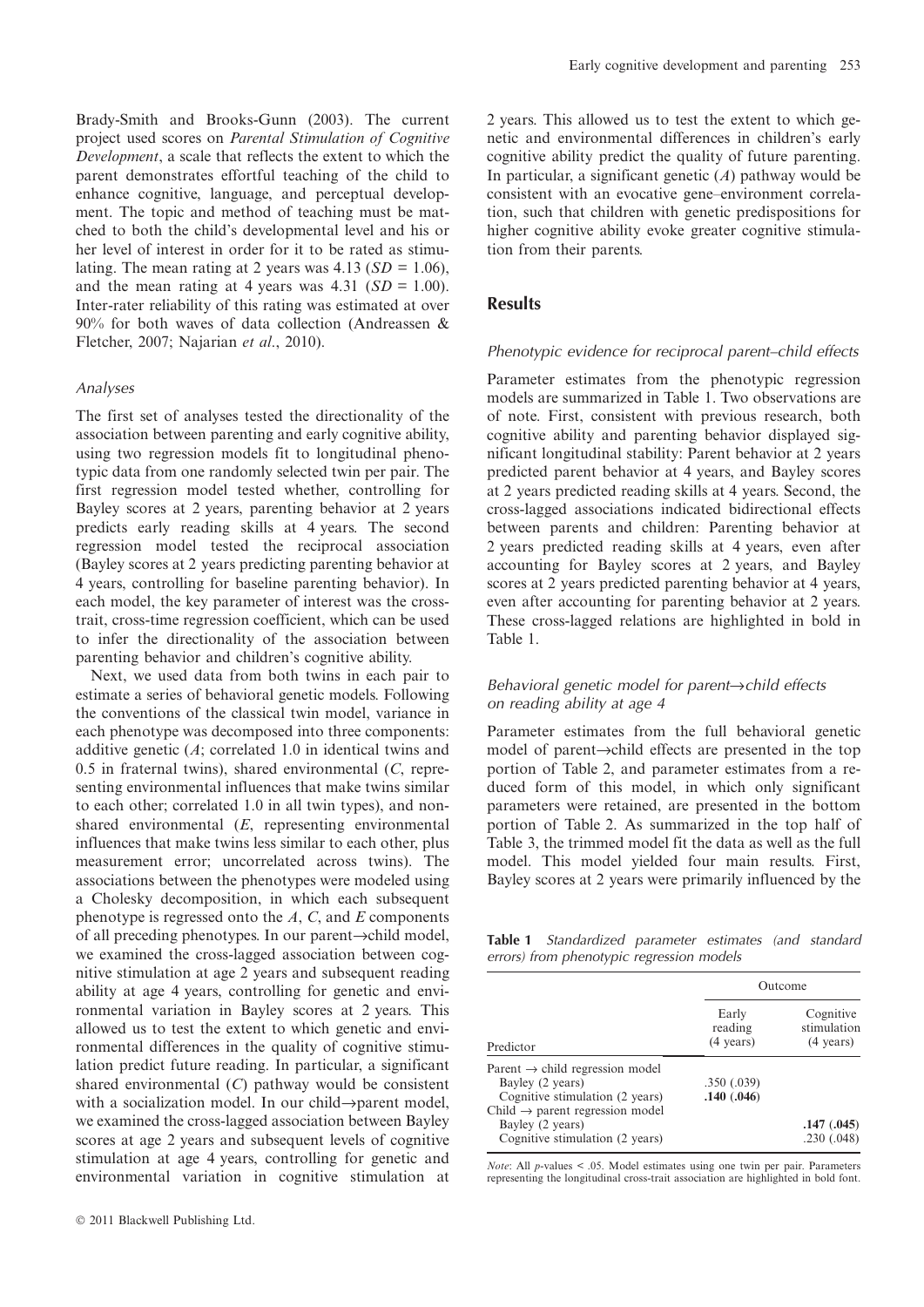Brady-Smith and Brooks-Gunn (2003). The current project used scores on *Parental Stimulation of Cognitive Development*, a scale that reflects the extent to which the parent demonstrates effortful teaching of the child to enhance cognitive, language, and perceptual development. The topic and method of teaching must be matched to both the child's developmental level and his or her level of interest in order for it to be rated as stimulating. The mean rating at 2 years was 4.13 ($SD$ = 1.06), and the mean rating at 4 years was 4.31 ($SD$ = 1.00). Inter-rater reliability of this rating was estimated at over 90% for both waves of data collection (Andreassen & Fletcher, 2007; Najarian *et al*., 2010).

### *Analyses*

The first set of analyses tested the directionality of the association between parenting and early cognitive ability, using two regression models fit to longitudinal phenotypic data from one randomly selected twin per pair. The first regression model tested whether, controlling for Bayley scores at 2 years, parenting behavior at 2 years predicts early reading skills at 4 years. The second regression model tested the reciprocal association (Bayley scores at 2 years predicting parenting behavior at 4 years, controlling for baseline parenting behavior). In each model, the key parameter of interest was the cross-trait, cross-time regression coefficient, which can be used to infer the directionality of the association between parenting behavior and children's cognitive ability.

Next, we used data from both twins in each pair to estimate a series of behavioral genetic models. Following the conventions of the classical twin model, variance in each phenotype was decomposed into three components: additive genetic ($A$; correlated 1.0 in identical twins and 0.5 in fraternal twins), shared environmental ($C$, representing environmental influences that make twins similar to each other; correlated 1.0 in all twin types), and nonshared environmental ($E$, representing environmental influences that make twins less similar to each other, plus measurement error; uncorrelated across twins). The associations between the phenotypes were modeled using a Cholesky decomposition, in which each subsequent phenotype is regressed onto the $A$, $C$, and $E$ components of all preceding phenotypes. In our parent→child model, we examined the cross-lagged association between cognitive stimulation at age 2 years and subsequent reading ability at age 4 years, controlling for genetic and environmental variation in Bayley scores at 2 years. This allowed us to test the extent to which genetic and environmental differences in the quality of cognitive stimulation predict future reading. In particular, a significant shared environmental ($C$) pathway would be consistent with a socialization model. In our child→parent model, we examined the cross-lagged association between Bayley scores at age 2 years and subsequent levels of cognitive stimulation at age 4 years, controlling for genetic and environmental variation in cognitive stimulation at 2 years. This allowed us to test the extent to which genetic and environmental differences in children's early cognitive ability predict the quality of future parenting. In particular, a significant genetic ($A$) pathway would be consistent with an evocative gene–environment correlation, such that children with genetic predispositions for higher cognitive ability evoke greater cognitive stimulation from their parents.

## Results

### *Phenotypic evidence for reciprocal parent–child effects*

Parameter estimates from the phenotypic regression models are summarized in Table 1. Two observations are of note. First, consistent with previous research, both cognitive ability and parenting behavior displayed significant longitudinal stability: Parent behavior at 2 years predicted parent behavior at 4 years, and Bayley scores at 2 years predicted reading skills at 4 years. Second, the cross-lagged associations indicated bidirectional effects between parents and children: Parenting behavior at 2 years predicted reading skills at 4 years, even after accounting for Bayley scores at 2 years, and Bayley scores at 2 years predicted parenting behavior at 4 years, even after accounting for parenting behavior at 2 years. These cross-lagged relations are highlighted in bold in Table 1.

### *Behavioral genetic model for parent→child effects on reading ability at age 4*

Parameter estimates from the full behavioral genetic model of parent→child effects are presented in the top portion of Table 2, and parameter estimates from a reduced form of this model, in which only significant parameters were retained, are presented in the bottom portion of Table 2. As summarized in the top half of Table 3, the trimmed model fit the data as well as the full model. This model yielded four main results. First, Bayley scores at 2 years were primarily influenced by the

**Table 1** *Standardized parameter estimates (and standard errors) from phenotypic regression models*

| | Outcome | |
|---|---|---|
| Predictor | Early reading (4 years) | Cognitive stimulation (4 years) |
| Parent → child regression model | | |
| Bayley (2 years) | .350 (.039) | |
| Cognitive stimulation (2 years) | **.140 (.046)** | |
| Child → parent regression model | | |
| Bayley (2 years) | | **.147 (.045)** |
| Cognitive stimulation (2 years) | | .230 (.048) |

*Note*: All $p$-values < .05. Model estimates using one twin per pair. Parameters representing the longitudinal cross-trait association are highlighted in bold font.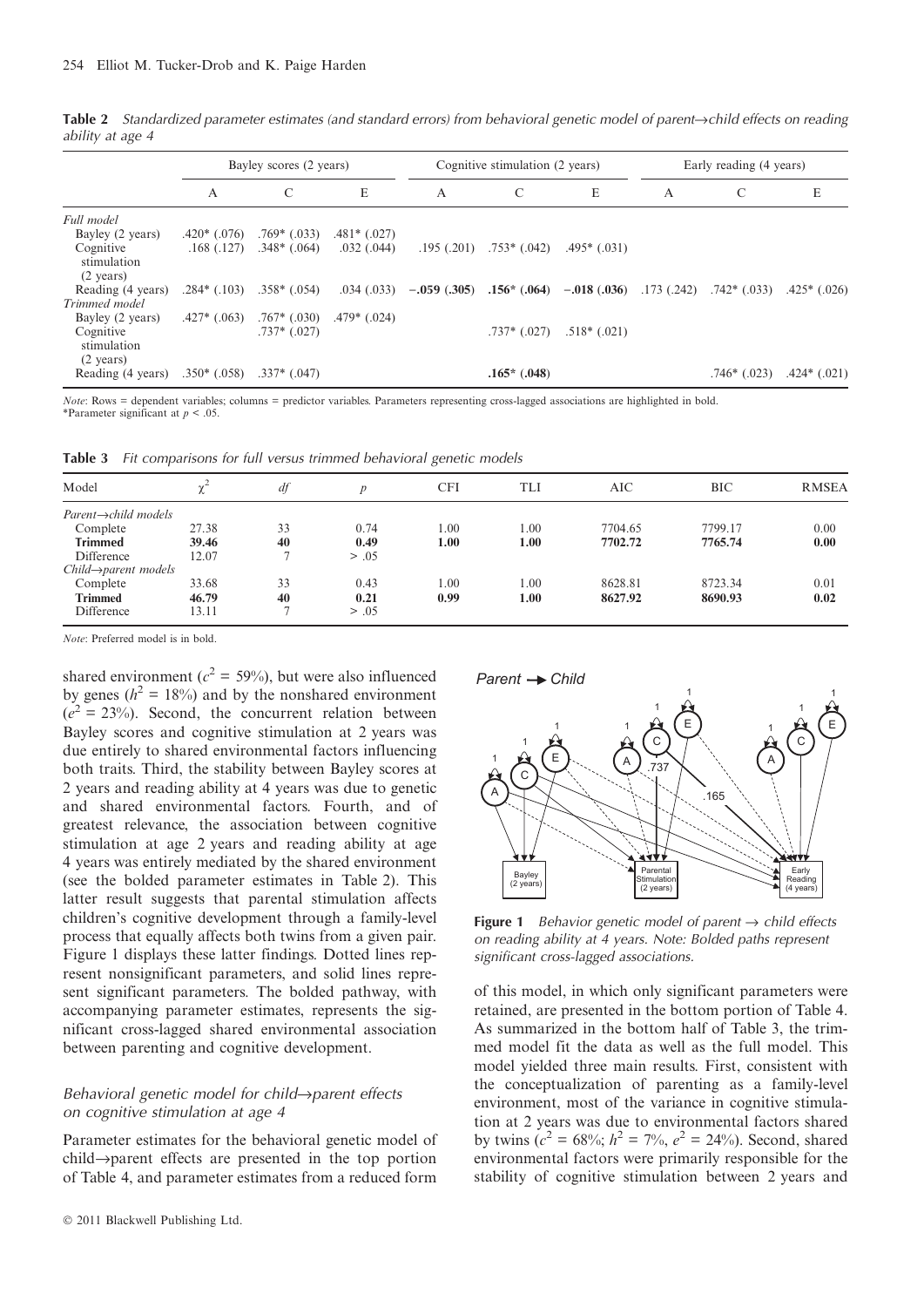**Table 2** *Standardized parameter estimates (and standard errors) from behavioral genetic model of parent→child effects on reading ability at age 4*

| | Bayley scores (2 years) | | | Cognitive stimulation (2 years) | | | Early reading (4 years) | | |
|---|---|---|---|---|---|---|---|---|---|
| | A | C | E | A | C | E | A | C | E |
| *Full model* | | | | | | | | | |
| Bayley (2 years) | .420* (.076) | .769* (.033) | .481* (.027) | | | | | | |
| Cognitive stimulation (2 years) | .168 (.127) | .348* (.064) | .032 (.044) | .195 (.201) | .753* (.042) | .495* (.031) | | | |
| Reading (4 years) | .284* (.103) | .358* (.054) | .034 (.033) | **−.059 (.305)** | **.156* (.064)** | **−.018 (.036)** | .173 (.242) | .742* (.033) | .425* (.026) |
| *Trimmed model* | | | | | | | | | |
| Bayley (2 years) | .427* (.063) | .767* (.030) | .479* (.024) | | | | | | |
| Cognitive stimulation (2 years) | | .737* (.027) | | | .737* (.027) | .518* (.021) | | | |
| Reading (4 years) | .350* (.058) | .337* (.047) | | | **.165* (.048)** | | | .746* (.023) | .424* (.021) |

*Note*: Rows = dependent variables; columns = predictor variables. Parameters representing cross-lagged associations are highlighted in bold.
*Parameter significant at $p < .05$.

**Table 3** *Fit comparisons for full versus trimmed behavioral genetic models*

| Model | $\chi^2$ | *df* | *p* | CFI | TLI | AIC | BIC | RMSEA |
|---|---|---|---|---|---|---|---|---|
| *Parent→child models* | | | | | | | | |
| Complete | 27.38 | 33 | 0.74 | 1.00 | 1.00 | 7704.65 | 7799.17 | 0.00 |
| **Trimmed** | **39.46** | **40** | **0.49** | **1.00** | **1.00** | **7702.72** | **7765.74** | **0.00** |
| Difference | 12.07 | 7 | > .05 | | | | | |
| *Child→parent models* | | | | | | | | |
| Complete | 33.68 | 33 | 0.43 | 1.00 | 1.00 | 8628.81 | 8723.34 | 0.01 |
| **Trimmed** | **46.79** | **40** | **0.21** | **0.99** | **1.00** | **8627.92** | **8690.93** | **0.02** |
| Difference | 13.11 | 7 | > .05 | | | | | |

*Note*: Preferred model is in bold.

shared environment ($c^2$ = 59%), but were also influenced by genes ($h^2$ = 18%) and by the nonshared environment ($e^2$ = 23%). Second, the concurrent relation between Bayley scores and cognitive stimulation at 2 years was due entirely to shared environmental factors influencing both traits. Third, the stability between Bayley scores at 2 years and reading ability at 4 years was due to genetic and shared environmental factors. Fourth, and of greatest relevance, the association between cognitive stimulation at age 2 years and reading ability at age 4 years was entirely mediated by the shared environment (see the bolded parameter estimates in Table 2). This latter result suggests that parental stimulation affects children's cognitive development through a family-level process that equally affects both twins from a given pair. Figure 1 displays these latter findings. Dotted lines represent nonsignificant parameters, and solid lines represent significant parameters. The bolded pathway, with accompanying parameter estimates, represents the significant cross-lagged shared environmental association between parenting and cognitive development.

### *Behavioral genetic model for child→parent effects on cognitive stimulation at age 4*

Parameter estimates for the behavioral genetic model of child→parent effects are presented in the top portion of Table 4, and parameter estimates from a reduced form of this model, in which only significant parameters were retained, are presented in the bottom portion of Table 4. As summarized in the bottom half of Table 3, the trimmed model fit the data as well as the full model. This model yielded three main results. First, consistent with the conceptualization of parenting as a family-level environment, most of the variance in cognitive stimulation at 2 years was due to environmental factors shared by twins ($c^2$ = 68%; $h^2$ = 7%, $e^2$ = 24%). Second, shared environmental factors were primarily responsible for the stability of cognitive stimulation between 2 years and

**Figure 1** *Behavior genetic model of parent → child effects on reading ability at 4 years. Note: Bolded paths represent significant cross-lagged associations.*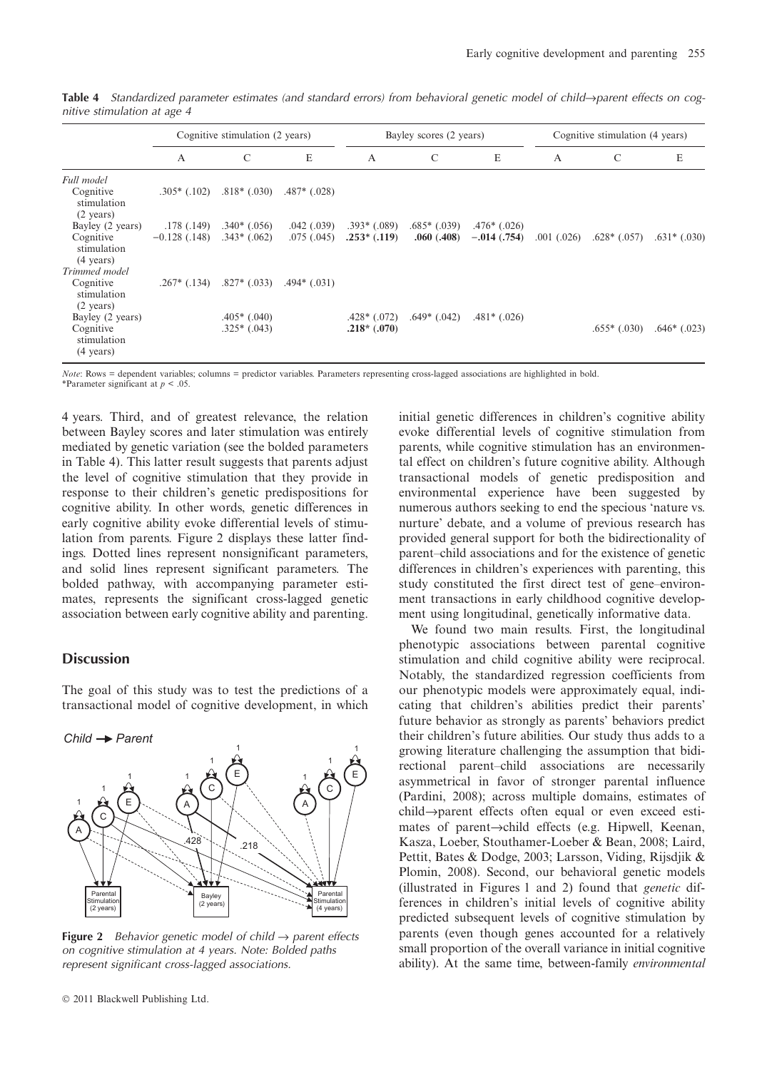**Table 4** *Standardized parameter estimates (and standard errors) from behavioral genetic model of child→parent effects on cognitive stimulation at age 4*

| | Cognitive stimulation (2 years) | | | Bayley scores (2 years) | | | Cognitive stimulation (4 years) | | |
|---|---|---|---|---|---|---|---|---|---|
| | A | C | E | A | C | E | A | C | E |
| *Full model* | | | | | | | | | |
| Cognitive stimulation (2 years) | .305* (.102) | .818* (.030) | .487* (.028) | | | | | | |
| Bayley (2 years) | .178 (.149) | .340* (.056) | .042 (.039) | .393* (.089) | .685* (.039) | .476* (.026) | | | |
| Cognitive stimulation (4 years) | −0.128 (.148) | .343* (.062) | .075 (.045) | **.253* (.119)** | **.060 (.408)** | **−.014 (.754)** | .001 (.026) | .628* (.057) | .631* (.030) |
| *Trimmed model* | | | | | | | | | |
| Cognitive stimulation (2 years) | .267* (.134) | .827* (.033) | .494* (.031) | | | | | | |
| Bayley (2 years) | | .405* (.040) | | .428* (.072) | .649* (.042) | .481* (.026) | | | |
| Cognitive stimulation (4 years) | | .325* (.043) | | **.218* (.070)** | | | | .655* (.030) | .646* (.023) |

*Note*: Rows = dependent variables; columns = predictor variables. Parameters representing cross-lagged associations are highlighted in bold.
*Parameter significant at $p < .05$.

4 years. Third, and of greatest relevance, the relation between Bayley scores and later stimulation was entirely mediated by genetic variation (see the bolded parameters in Table 4). This latter result suggests that parents adjust the level of cognitive stimulation that they provide in response to their children's genetic predispositions for cognitive ability. In other words, genetic differences in early cognitive ability evoke differential levels of stimulation from parents. Figure 2 displays these latter findings. Dotted lines represent nonsignificant parameters, and solid lines represent significant parameters. The bolded pathway, with accompanying parameter estimates, represents the significant cross-lagged genetic association between early cognitive ability and parenting.

## Discussion

The goal of this study was to test the predictions of a transactional model of cognitive development, in which initial genetic differences in children's cognitive ability evoke differential levels of cognitive stimulation from parents, while cognitive stimulation has an environmental effect on children's future cognitive ability. Although transactional models of genetic predisposition and environmental experience have been suggested by numerous authors seeking to end the specious 'nature vs. nurture' debate, and a volume of previous research has provided general support for both the bidirectionality of parent–child associations and for the existence of genetic differences in children's experiences with parenting, this study constituted the first direct test of gene–environment transactions in early childhood cognitive development using longitudinal, genetically informative data.

We found two main results. First, the longitudinal phenotypic associations between parental cognitive stimulation and child cognitive ability were reciprocal. Notably, the standardized regression coefficients from our phenotypic models were approximately equal, indicating that children's abilities predict their parents' future behavior as strongly as parents' behaviors predict their children's future abilities. Our study thus adds to a growing literature challenging the assumption that bidirectional parent–child associations are necessarily asymmetrical in favor of stronger parental influence (Pardini, 2008); across multiple domains, estimates of child→parent effects often equal or even exceed estimates of parent→child effects (e.g. Hipwell, Keenan, Kasza, Loeber, Stouthamer-Loeber & Bean, 2008; Laird, Pettit, Bates & Dodge, 2003; Larsson, Viding, Rijsdijk & Plomin, 2008). Second, our behavioral genetic models (illustrated in Figures 1 and 2) found that *genetic* differences in children's initial levels of cognitive ability predicted subsequent levels of cognitive stimulation by parents (even though genes accounted for a relatively small proportion of the overall variance in initial cognitive ability). At the same time, between-family *environmental*

**Figure 2** *Behavior genetic model of child → parent effects on cognitive stimulation at 4 years. Note: Bolded paths represent significant cross-lagged associations.*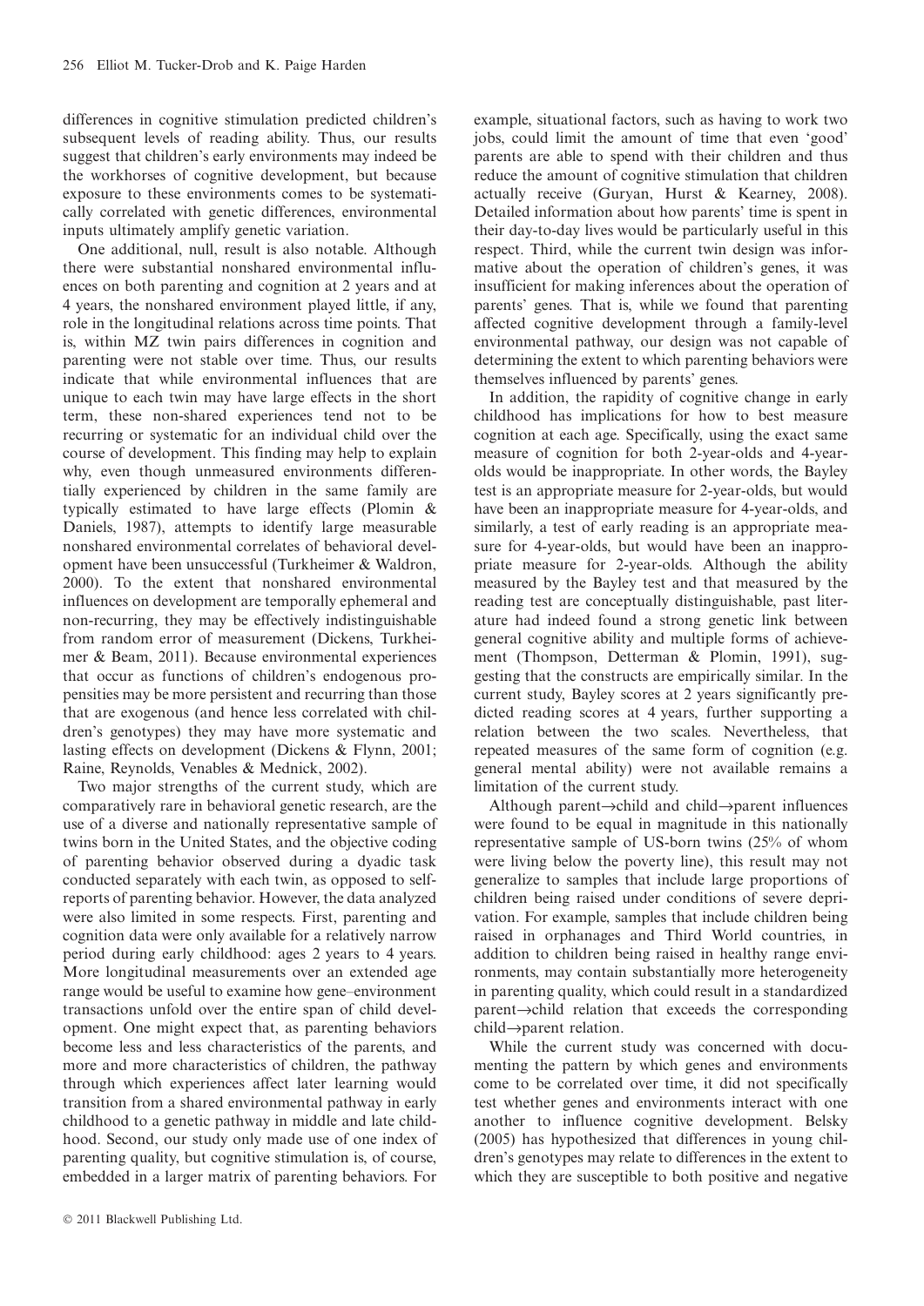differences in cognitive stimulation predicted children's subsequent levels of reading ability. Thus, our results suggest that children's early environments may indeed be the workhorses of cognitive development, but because exposure to these environments comes to be systematically correlated with genetic differences, environmental inputs ultimately amplify genetic variation.

One additional, null, result is also notable. Although there were substantial nonshared environmental influences on both parenting and cognition at 2 years and at 4 years, the nonshared environment played little, if any, role in the longitudinal relations across time points. That is, within MZ twin pairs differences in cognition and parenting were not stable over time. Thus, our results indicate that while environmental influences that are unique to each twin may have large effects in the short term, these non-shared experiences tend not to be recurring or systematic for an individual child over the course of development. This finding may help to explain why, even though unmeasured environments differentially experienced by children in the same family are typically estimated to have large effects (Plomin & Daniels, 1987), attempts to identify large measurable nonshared environmental correlates of behavioral development have been unsuccessful (Turkheimer & Waldron, 2000). To the extent that nonshared environmental influences on development are temporally ephemeral and non-recurring, they may be effectively indistinguishable from random error of measurement (Dickens, Turkheimer & Beam, 2011). Because environmental experiences that occur as functions of children's endogenous propensities may be more persistent and recurring than those that are exogenous (and hence less correlated with children's genotypes) they may have more systematic and lasting effects on development (Dickens & Flynn, 2001; Raine, Reynolds, Venables & Mednick, 2002).

Two major strengths of the current study, which are comparatively rare in behavioral genetic research, are the use of a diverse and nationally representative sample of twins born in the United States, and the objective coding of parenting behavior observed during a dyadic task conducted separately with each twin, as opposed to self-reports of parenting behavior. However, the data analyzed were also limited in some respects. First, parenting and cognition data were only available for a relatively narrow period during early childhood: ages 2 years to 4 years. More longitudinal measurements over an extended age range would be useful to examine how gene–environment transactions unfold over the entire span of child development. One might expect that, as parenting behaviors become less and less characteristics of the parents, and more and more characteristics of children, the pathway through which experiences affect later learning would transition from a shared environmental pathway in early childhood to a genetic pathway in middle and late childhood. Second, our study only made use of one index of parenting quality, but cognitive stimulation is, of course, embedded in a larger matrix of parenting behaviors. For example, situational factors, such as having to work two jobs, could limit the amount of time that even 'good' parents are able to spend with their children and thus reduce the amount of cognitive stimulation that children actually receive (Guryan, Hurst & Kearney, 2008). Detailed information about how parents' time is spent in their day-to-day lives would be particularly useful in this respect. Third, while the current twin design was informative about the operation of children's genes, it was insufficient for making inferences about the operation of parents' genes. That is, while we found that parenting affected cognitive development through a family-level environmental pathway, our design was not capable of determining the extent to which parenting behaviors were themselves influenced by parents' genes.

In addition, the rapidity of cognitive change in early childhood has implications for how to best measure cognition at each age. Specifically, using the exact same measure of cognition for both 2-year-olds and 4-year-olds would be inappropriate. In other words, the Bayley test is an appropriate measure for 2-year-olds, but would have been an inappropriate measure for 4-year-olds, and similarly, a test of early reading is an appropriate measure for 4-year-olds, but would have been an inappropriate measure for 2-year-olds. Although the ability measured by the Bayley test and that measured by the reading test are conceptually distinguishable, past literature had indeed found a strong genetic link between general cognitive ability and multiple forms of achievement (Thompson, Detterman & Plomin, 1991), suggesting that the constructs are empirically similar. In the current study, Bayley scores at 2 years significantly predicted reading scores at 4 years, further supporting a relation between the two scales. Nevertheless, that repeated measures of the same form of cognition (e.g. general mental ability) were not available remains a limitation of the current study.

Although parent→child and child→parent influences were found to be equal in magnitude in this nationally representative sample of US-born twins (25% of whom were living below the poverty line), this result may not generalize to samples that include large proportions of children being raised under conditions of severe deprivation. For example, samples that include children being raised in orphanages and Third World countries, in addition to children being raised in healthy range environments, may contain substantially more heterogeneity in parenting quality, which could result in a standardized parent→child relation that exceeds the corresponding child→parent relation.

While the current study was concerned with documenting the pattern by which genes and environments come to be correlated over time, it did not specifically test whether genes and environments interact with one another to influence cognitive development. Belsky (2005) has hypothesized that differences in young children's genotypes may relate to differences in the extent to which they are susceptible to both positive and negative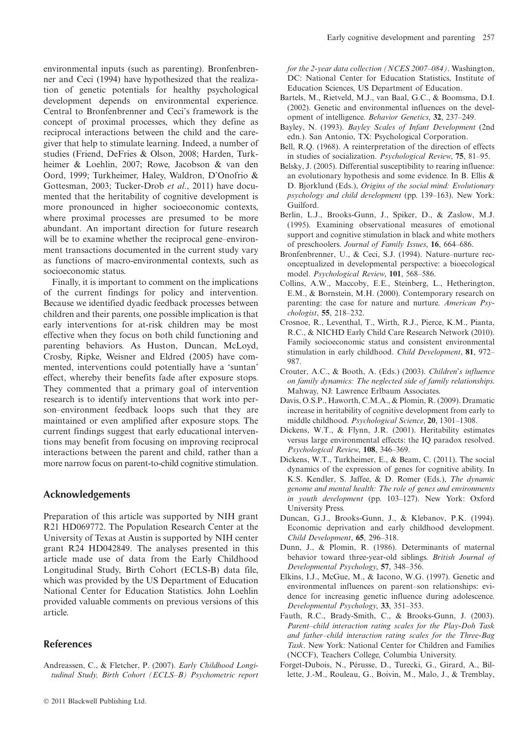environmental inputs (such as parenting). Bronfenbrenner and Ceci (1994) have hypothesized that the realization of genetic potentials for healthy psychological development depends on environmental experience. Central to Bronfenbrenner and Ceci's framework is the concept of proximal processes, which they define as reciprocal interactions between the child and the caregiver that help to stimulate learning. Indeed, a number of studies (Friend, DeFries & Olson, 2008; Harden, Turkheimer & Loehlin, 2007; Rowe, Jacobson & van den Oord, 1999; Turkheimer, Haley, Waldron, D'Onofrio & Gottesman, 2003; Tucker-Drob *et al*., 2011) have documented that the heritability of cognitive development is more pronounced in higher socioeconomic contexts, where proximal processes are presumed to be more abundant. An important direction for future research will be to examine whether the reciprocal gene–environment transactions documented in the current study vary as functions of macro-environmental contexts, such as socioeconomic status.

Finally, it is important to comment on the implications of the current findings for policy and intervention. Because we identified dyadic feedback processes between children and their parents, one possible implication is that early interventions for at-risk children may be most effective when they focus on both child functioning and parenting behaviors. As Huston, Duncan, McLoyd, Crosby, Ripke, Weisner and Eldred (2005) have commented, interventions could potentially have a 'suntan' effect, whereby their benefits fade after exposure stops. They commented that a primary goal of intervention research is to identify interventions that work into person–environment feedback loops such that they are maintained or even amplified after exposure stops. The current findings suggest that early educational interventions may benefit from focusing on improving reciprocal interactions between the parent and child, rather than a more narrow focus on parent-to-child cognitive stimulation.

## Acknowledgements

Preparation of this article was supported by NIH grant R21 HD069772. The Population Research Center at the University of Texas at Austin is supported by NIH center grant R24 HD042849. The analyses presented in this article made use of data from the Early Childhood Longitudinal Study, Birth Cohort (ECLS-B) data file, which was provided by the US Department of Education National Center for Education Statistics. John Loehlin provided valuable comments on previous versions of this article.

## References

Andreassen, C., & Fletcher, P. (2007). *Early Childhood Longitudinal Study, Birth Cohort (ECLS–B) Psychometric report for the 2-year data collection (NCES 2007–084)*. Washington, DC: National Center for Education Statistics, Institute of Education Sciences, US Department of Education.

Bartels, M., Rietveld, M.J., van Baal, G.C., & Boomsma, D.I. (2002). Genetic and environmental influences on the development of intelligence. *Behavior Genetics*, **32**, 237–249.

Bayley, N. (1993). *Bayley Scales of Infant Development* (2nd edn.). San Antonio, TX: Psychological Corporation.

Bell, R.Q. (1968). A reinterpretation of the direction of effects in studies of socialization. *Psychological Review*, **75**, 81–95.

Belsky, J. (2005). Differential susceptibility to rearing influence: an evolutionary hypothesis and some evidence. In B. Ellis & D. Bjorklund (Eds.), *Origins of the social mind: Evolutionary psychology and child development* (pp. 139–163). New York: Guilford.

Berlin, L.J., Brooks-Gunn, J., Spiker, D., & Zaslow, M.J. (1995). Examining observational measures of emotional support and cognitive stimulation in black and white mothers of preschoolers. *Journal of Family Issues*, **16**, 664–686.

Bronfenbrenner, U., & Ceci, S.J. (1994). Nature–nurture reconceptualized in developmental perspective: a bioecological model. *Psychological Review*, **101**, 568–586.

Collins, A.W., Maccoby, E.E., Steinberg, L., Hetherington, E.M., & Bornstein, M.H. (2000). Contemporary research on parenting: the case for nature and nurture. *American Psychologist*, **55**, 218–232.

Crosnoe, R., Leventhal, T., Wirth, R.J., Pierce, K.M., Pianta, R.C., & NICHD Early Child Care Research Network (2010). Family socioeconomic status and consistent environmental stimulation in early childhood. *Child Development*, **81**, 972–987.

Crouter, A.C., & Booth, A. (Eds.) (2003). *Children's influence on family dynamics: The neglected side of family relationships*. Mahway, NJ: Lawrence Erlbaum Associates.

Davis, O.S.P., Haworth, C.M.A., & Plomin, R. (2009). Dramatic increase in heritability of cognitive development from early to middle childhood. *Psychological Science*, **20**, 1301–1308.

Dickens, W.T., & Flynn, J.R. (2001). Heritability estimates versus large environmental effects: the IQ paradox resolved. *Psychological Review*, **108**, 346–369.

Dickens, W.T., Turkheimer, E., & Beam, C. (2011). The social dynamics of the expression of genes for cognitive ability. In K.S. Kendler, S. Jaffee, & D. Romer (Eds.), *The dynamic genome and mental health: The role of genes and environments in youth development* (pp. 103–127). New York: Oxford University Press.

Duncan, G.J., Brooks-Gunn, J., & Klebanov, P.K. (1994). Economic deprivation and early childhood development. *Child Development*, **65**, 296–318.

Dunn, J., & Plomin, R. (1986). Determinants of maternal behavior toward three-year-old siblings. *British Journal of Developmental Psychology*, **57**, 348–356.

Elkins, I.J., McGue, M., & Iacono, W.G. (1997). Genetic and environmental influences on parent–son relationships: evidence for increasing genetic influence during adolescence. *Developmental Psychology*, **33**, 351–353.

Fauth, R.C., Brady-Smith, C., & Brooks-Gunn, J. (2003). *Parent–child interaction rating scales for the Play-Doh Task and father–child interaction rating scales for the Three-Bag Task*. New York: National Center for Children and Families (NCCF), Teachers College, Columbia University.

Forget-Dubois, N., Pérusse, D., Turecki, G., Girard, A., Billette, J.-M., Rouleau, G., Boivin, M., Malo, J., & Tremblay,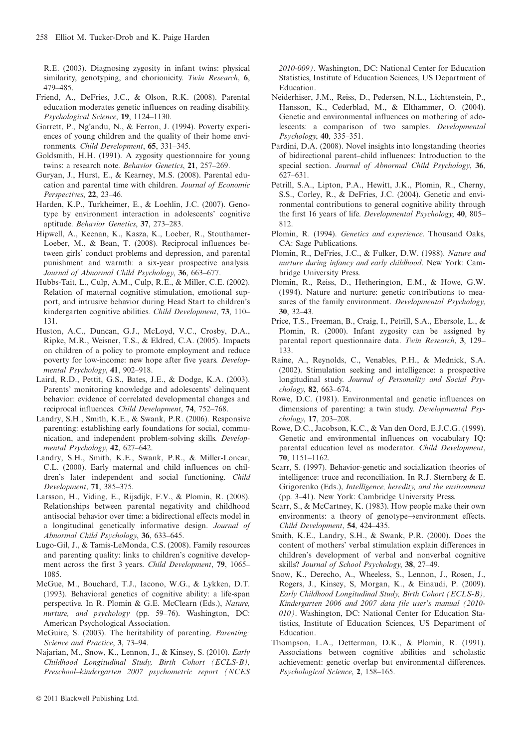R.E. (2003). Diagnosing zygosity in infant twins: physical similarity, genotyping, and chorionicity. *Twin Research*, **6**, 479–485.

Friend, A., DeFries, J.C., & Olson, R.K. (2008). Parental education moderates genetic influences on reading disability. *Psychological Science*, **19**, 1124–1130.

Garrett, P., Ng'andu, N., & Ferron, J. (1994). Poverty experiences of young children and the quality of their home environments. *Child Development*, **65**, 331–345.

Goldsmith, H.H. (1991). A zygosity questionnaire for young twins: a research note. *Behavior Genetics*, **21**, 257–269.

Guryan, J., Hurst, E., & Kearney, M.S. (2008). Parental education and parental time with children. *Journal of Economic Perspectives*, **22**, 23–46.

Harden, K.P., Turkheimer, E., & Loehlin, J.C. (2007). Genotype by environment interaction in adolescents' cognitive aptitude. *Behavior Genetics*, **37**, 273–283.

Hipwell, A., Keenan, K., Kasza, K., Loeber, R., Stouthamer-Loeber, M., & Bean, T. (2008). Reciprocal influences between girls' conduct problems and depression, and parental punishment and warmth: a six-year prospective analysis. *Journal of Abnormal Child Psychology*, **36**, 663–677.

Hubbs-Tait, L., Culp, A.M., Culp, R.E., & Miller, C.E. (2002). Relation of maternal cognitive stimulation, emotional support, and intrusive behavior during Head Start to children's kindergarten cognitive abilities. *Child Development*, **73**, 110–131.

Huston, A.C., Duncan, G.J., McLoyd, V.C., Crosby, D.A., Ripke, M.R., Weisner, T.S., & Eldred, C.A. (2005). Impacts on children of a policy to promote employment and reduce poverty for low-income: new hope after five years. *Developmental Psychology*, **41**, 902–918.

Laird, R.D., Pettit, G.S., Bates, J.E., & Dodge, K.A. (2003). Parents' monitoring knowledge and adolescents' delinquent behavior: evidence of correlated developmental changes and reciprocal influences. *Child Development*, **74**, 752–768.

Landry, S.H., Smith, K.E., & Swank, P.R. (2006). Responsive parenting: establishing early foundations for social, communication, and independent problem-solving skills. *Developmental Psychology*, **42**, 627–642.

Landry, S.H., Smith, K.E., Swank, P.R., & Miller-Loncar, C.L. (2000). Early maternal and child influences on children's later independent and social functioning. *Child Development*, **71**, 385–375.

Larsson, H., Viding, E., Rijsdijk, F.V., & Plomin, R. (2008). Relationships between parental negativity and childhood antisocial behavior over time: a bidirectional effects model in a longitudinal genetically informative design. *Journal of Abnormal Child Psychology*, **36**, 633–645.

Lugo-Gil, J., & Tamis-LeMonda, C.S. (2008). Family resources and parenting quality: links to children's cognitive development across the first 3 years. *Child Development*, **79**, 1065–1085.

McGue, M., Bouchard, T.J., Iacono, W.G., & Lykken, D.T. (1993). Behavioral genetics of cognitive ability: a life-span perspective. In R. Plomin & G.E. McClearn (Eds.), *Nature, nurture, and psychology* (pp. 59–76). Washington, DC: American Psychological Association.

McGuire, S. (2003). The heritability of parenting. *Parenting: Science and Practice*, **3**, 73–94.

Najarian, M., Snow, K., Lennon, J., & Kinsey, S. (2010). *Early Childhood Longitudinal Study, Birth Cohort (ECLS-B), Preschool–kindergarten 2007 psychometric report (NCES 2010-009)*. Washington, DC: National Center for Education Statistics, Institute of Education Sciences, US Department of Education.

Neiderhiser, J.M., Reiss, D., Pedersen, N.L., Lichtenstein, P., Hansson, K., Cederblad, M., & Elthammer, O. (2004). Genetic and environmental influences on mothering of adolescents: a comparison of two samples. *Developmental Psychology*, **40**, 335–351.

Pardini, D.A. (2008). Novel insights into longstanding theories of bidirectional parent–child influences: Introduction to the special section. *Journal of Abnormal Child Psychology*, **36**, 627–631.

Petrill, S.A., Lipton, P.A., Hewitt, J.K., Plomin, R., Cherny, S.S., Corley, R., & DeFries, J.C. (2004). Genetic and environmental contributions to general cognitive ability through the first 16 years of life. *Developmental Psychology*, **40**, 805–812.

Plomin, R. (1994). *Genetics and experience*. Thousand Oaks, CA: Sage Publications.

Plomin, R., DeFries, J.C., & Fulker, D.W. (1988). *Nature and nurture during infancy and early childhood*. New York: Cambridge University Press.

Plomin, R., Reiss, D., Hetherington, E.M., & Howe, G.W. (1994). Nature and nurture: genetic contributions to measures of the family environment. *Developmental Psychology*, **30**, 32–43.

Price, T.S., Freeman, B., Craig, I., Petrill, S.A., Ebersole, L., & Plomin, R. (2000). Infant zygosity can be assigned by parental report questionnaire data. *Twin Research*, **3**, 129–133.

Raine, A., Reynolds, C., Venables, P.H., & Mednick, S.A. (2002). Stimulation seeking and intelligence: a prospective longitudinal study. *Journal of Personality and Social Psychology*, **82**, 663–674.

Rowe, D.C. (1981). Environmental and genetic influences on dimensions of parenting: a twin study. *Developmental Psychology*, **17**, 203–208.

Rowe, D.C., Jacobson, K.C., & Van den Oord, E.J.C.G. (1999). Genetic and environmental influences on vocabulary IQ: parental education level as moderator. *Child Development*, **70**, 1151–1162.

Scarr, S. (1997). Behavior-genetic and socialization theories of intelligence: truce and reconciliation. In R.J. Sternberg & E. Grigorenko (Eds.), *Intelligence, heredity, and the environment* (pp. 3–41). New York: Cambridge University Press.

Scarr, S., & McCartney, K. (1983). How people make their own environments: a theory of genotype→environment effects. *Child Development*, **54**, 424–435.

Smith, K.E., Landry, S.H., & Swank, P.R. (2000). Does the content of mothers' verbal stimulation explain differences in children's development of verbal and nonverbal cognitive skills? *Journal of School Psychology*, **38**, 27–49.

Snow, K., Derecho, A., Wheeless, S., Lennon, J., Rosen, J., Rogers, J., Kinsey, S, Morgan, K., & Einaudi, P. (2009). *Early Childhood Longitudinal Study, Birth Cohort (ECLS-B), Kindergarten 2006 and 2007 data file user's manual (2010-010)*. Washington, DC: National Center for Education Statistics, Institute of Education Sciences, US Department of Education.

Thompson, L.A., Detterman, D.K., & Plomin, R. (1991). Associations between cognitive abilities and scholastic achievement: genetic overlap but environmental differences. *Psychological Science*, **2**, 158–165.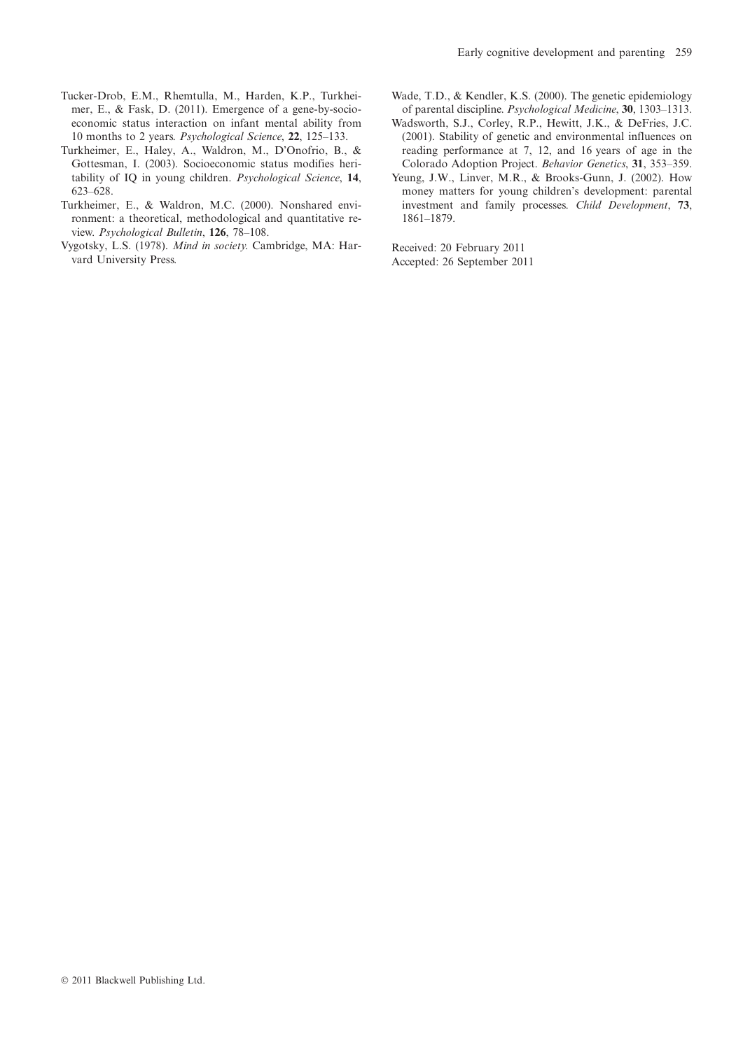Tucker-Drob, E.M., Rhemtulla, M., Harden, K.P., Turkheimer, E., & Fask, D. (2011). Emergence of a gene-by-socioeconomic status interaction on infant mental ability from 10 months to 2 years. *Psychological Science*, **22**, 125–133.

Turkheimer, E., Haley, A., Waldron, M., D'Onofrio, B., & Gottesman, I. (2003). Socioeconomic status modifies heritability of IQ in young children. *Psychological Science*, **14**, 623–628.

Turkheimer, E., & Waldron, M.C. (2000). Nonshared environment: a theoretical, methodological and quantitative review. *Psychological Bulletin*, **126**, 78–108.

Vygotsky, L.S. (1978). *Mind in society*. Cambridge, MA: Harvard University Press.

Wade, T.D., & Kendler, K.S. (2000). The genetic epidemiology of parental discipline. *Psychological Medicine*, **30**, 1303–1313.

Wadsworth, S.J., Corley, R.P., Hewitt, J.K., & DeFries, J.C. (2001). Stability of genetic and environmental influences on reading performance at 7, 12, and 16 years of age in the Colorado Adoption Project. *Behavior Genetics*, **31**, 353–359.

Yeung, J.W., Linver, M.R., & Brooks-Gunn, J. (2002). How money matters for young children's development: parental investment and family processes. *Child Development*, **73**, 1861–1879.

Received: 20 February 2011
Accepted: 26 September 2011